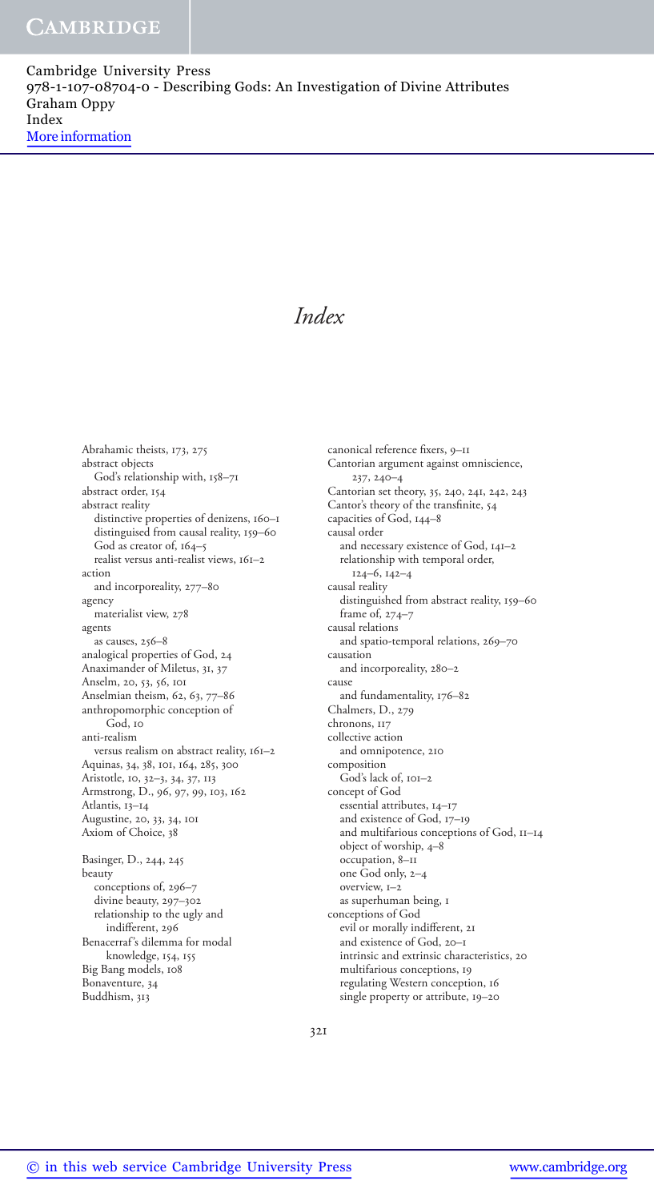# Index

Abrahamic theists, 173, 275
abstract objects
  God's relationship with, 158–71
abstract order, 154
abstract reality
  distinctive properties of denizens, 160–1
  distinguised from causal reality, 159–60
  God as creator of, 164–5
  realist versus anti-realist views, 161–2
action
  and incorporeality, 277–80
agency
  materialist view, 278
agents
  as causes, 256–8
analogical properties of God, 24
Anaximander of Miletus, 31, 37
Anselm, 20, 53, 56, 101
Anselmian theism, 62, 63, 77–86
anthropomorphic conception of God, 10
anti-realism
  versus realism on abstract reality, 161–2
Aquinas, 34, 38, 101, 164, 285, 300
Aristotle, 10, 32–3, 34, 37, 113
Armstrong, D., 96, 97, 99, 103, 162
Atlantis, 13–14
Augustine, 20, 33, 34, 101
Axiom of Choice, 38

Basinger, D., 244, 245
beauty
  conceptions of, 296–7
  divine beauty, 297–302
  relationship to the ugly and indifferent, 296
Benacerraf's dilemma for modal knowledge, 154, 155
Big Bang models, 108
Bonaventure, 34
Buddhism, 313

canonical reference fixers, 9–11
Cantorian argument against omniscience, 237, 240–4
Cantorian set theory, 35, 240, 241, 242, 243
Cantor's theory of the transfinite, 54
capacities of God, 144–8
causal order
  and necessary existence of God, 141–2
  relationship with temporal order, 124–6, 142–4
causal reality
  distinguished from abstract reality, 159–60
  frame of, 274–7
causal relations
  and spatio-temporal relations, 269–70
causation
  and incorporeality, 280–2
cause
  and fundamentality, 176–82
Chalmers, D., 279
chronons, 117
collective action
  and omnipotence, 210
composition
  God's lack of, 101–2
concept of God
  essential attributes, 14–17
  and existence of God, 17–19
  and multifarious conceptions of God, 11–14
  object of worship, 4–8
  occupation, 8–11
  one God only, 2–4
  overview, 1–2
  as superhuman being, 1
conceptions of God
  evil or morally indifferent, 21
  and existence of God, 20–1
  intrinsic and extrinsic characteristics, 20
  multifarious conceptions, 19
  regulating Western conception, 16
  single property or attribute, 19–20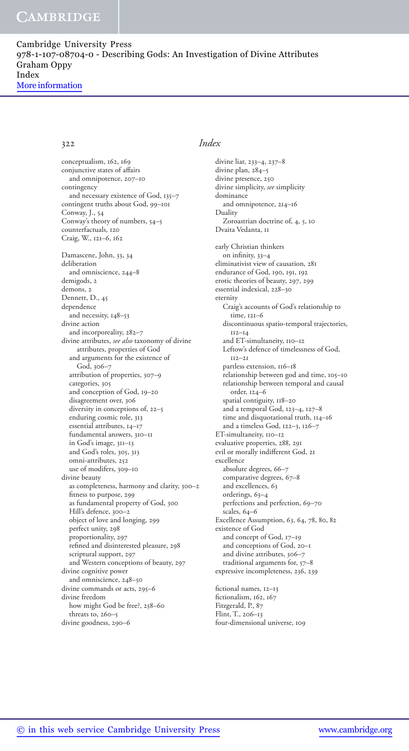# Index

conceptualism, 162, 169
conjunctive states of affairs
  and omnipotence, 207–10
contingency
  and necessary existence of God, 135–7
contingent truths about God, 99–101
Conway, J., 54
Conway's theory of numbers, 54–5
counterfactuals, 120
Craig, W., 121–6, 162

Damascene, John, 33, 34
deliberation
  and omniscience, 244–8
demigods, 2
demons, 2
Dennett, D., 45
dependence
  and necessity, 148–53
divine action
  and incorporeality, 282–7
divine attributes, *see also* taxonomy of divine attributes, properties of God
  and arguments for the existence of God, 306–7
  attribution of properties, 307–9
  categories, 305
  and conception of God, 19–20
  disagreement over, 306
  diversity in conceptions of, 22–5
  enduring cosmic role, 313
  essential attributes, 14–17
  fundamental answers, 310–11
  in God's image, 311–13
  and God's roles, 305, 313
  omni-attributes, 252
  use of modifers, 309–10
divine beauty
  as completeness, harmony and clarity, 300–2
  fitness to purpose, 299
  as fundamental property of God, 300
  Hill's defence, 300–2
  object of love and longing, 299
  perfect unity, 298
  proportionality, 297
  refined and disinterested pleasure, 298
  scriptural support, 297
  and Western conceptions of beauty, 297
divine cognitive power
  and omniscience, 248–50
divine commands or acts, 295–6
divine freedom
  how might God be free?, 258–60
  threats to, 260–5
divine goodness, 290–6
divine liar, 233–4, 237–8
divine plan, 284–5
divine presence, 250
divine simplicity, *see* simplicity
dominance
  and omnipotence, 214–16
Duality
  Zoroastrian doctrine of, 4, 5, 10
Dvaita Vedanta, 11

early Christian thinkers
  on infinity, 33–4
eliminativist view of causation, 281
endurance of God, 190, 191, 192
erotic theories of beauty, 297, 299
essential indexical, 228–30
eternity
  Craig's accounts of God's relationship to time, 121–6
  discontinuous spatio-temporal trajectories, 112–14
  and ET-simultaneity, 110–12
  Leftow's defence of timelessness of God, 112–21
  partless extension, 116–18
  relationship between god and time, 105–10
  relationship between temporal and causal order, 124–6
  spatial contiguity, 118–20
  and a temporal God, 123–4, 127–8
  time and disquotational truth, 114–16
  and a timeless God, 122–3, 126–7
ET-simultaneity, 110–12
evaluative properties, 288, 291
evil or morally indifferent God, 21
excellence
  absolute degrees, 66–7
  comparative degrees, 67–8
  and excellences, 63
  orderings, 63–4
  perfections and perfection, 69–70
  scales, 64–6
Excellence Assumption, 63, 64, 78, 80, 82
existence of God
  and concept of God, 17–19
  and conceptions of God, 20–1
  and divine attributes, 306–7
  traditional arguments for, 57–8
expressive incompleteness, 236, 239

fictional names, 12–13
fictionalism, 162, 167
Fitzgerald, P., 87
Flint, T., 206–13
four-dimensional universe, 109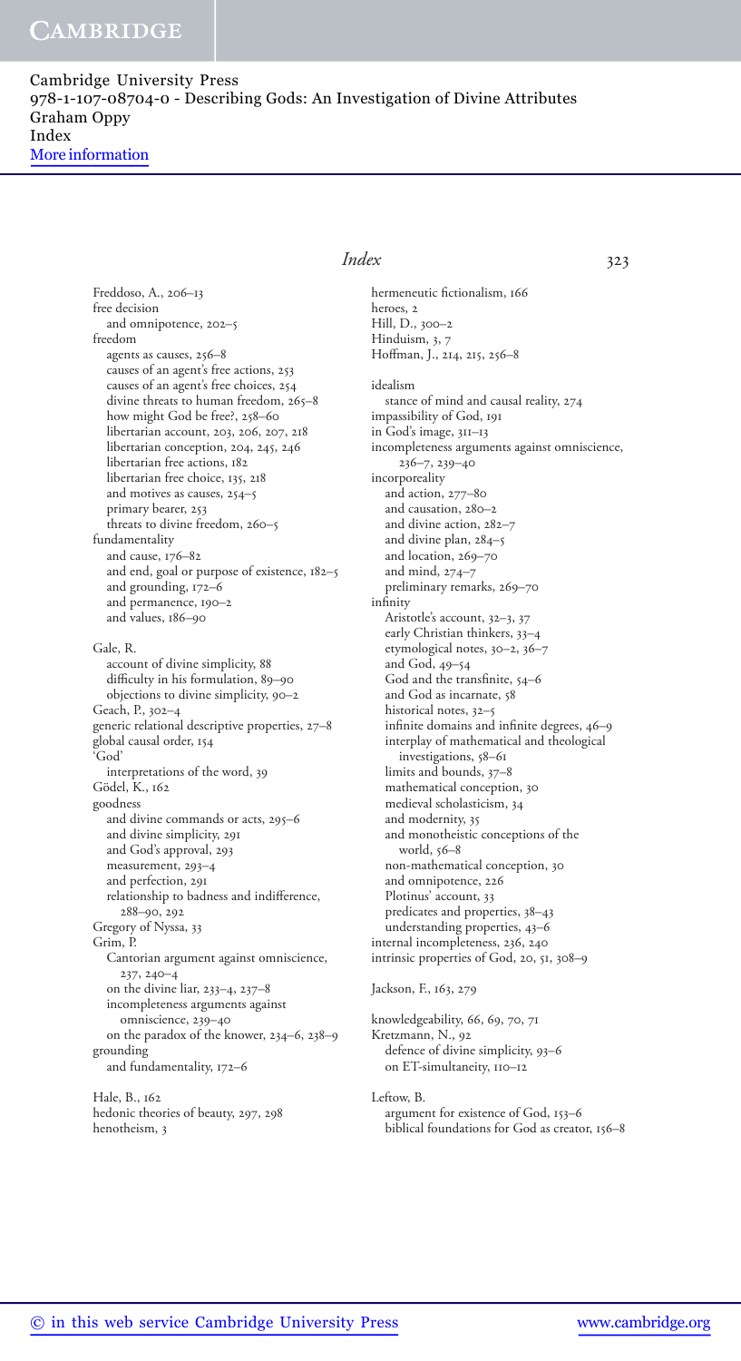Freddoso, A., 206–13
free decision
  and omnipotence, 202–5
freedom
  agents as causes, 256–8
  causes of an agent's free actions, 253
  causes of an agent's free choices, 254
  divine threats to human freedom, 265–8
  how might God be free?, 258–60
  libertarian account, 203, 206, 207, 218
  libertarian conception, 204, 245, 246
  libertarian free actions, 182
  libertarian free choice, 135, 218
  and motives as causes, 254–5
  primary bearer, 253
  threats to divine freedom, 260–5
fundamentality
  and cause, 176–82
  and end, goal or purpose of existence, 182–5
  and grounding, 172–6
  and permanence, 190–2
  and values, 186–90

Gale, R.
  account of divine simplicity, 88
  difficulty in his formulation, 89–90
  objections to divine simplicity, 90–2
Geach, P., 302–4
generic relational descriptive properties, 27–8
global causal order, 154
'God'
  interpretations of the word, 39
Gödel, K., 162
goodness
  and divine commands or acts, 295–6
  and divine simplicity, 291
  and God's approval, 293
  measurement, 293–4
  and perfection, 291
  relationship to badness and indifference, 288–90, 292
Gregory of Nyssa, 33
Grim, P.
  Cantorian argument against omniscience, 237, 240–4
  on the divine liar, 233–4, 237–8
  incompleteness arguments against omniscience, 239–40
  on the paradox of the knower, 234–6, 238–9
grounding
  and fundamentality, 172–6

Hale, B., 162
hedonic theories of beauty, 297, 298
henotheism, 3
hermeneutic fictionalism, 166
heroes, 2
Hill, D., 300–2
Hinduism, 3, 7
Hoffman, J., 214, 215, 256–8

idealism
  stance of mind and causal reality, 274
impassibility of God, 191
in God's image, 311–13
incompleteness arguments against omniscience, 236–7, 239–40
incorporeality
  and action, 277–80
  and causation, 280–2
  and divine action, 282–7
  and divine plan, 284–5
  and location, 269–70
  and mind, 274–7
  preliminary remarks, 269–70
infinity
  Aristotle's account, 32–3, 37
  early Christian thinkers, 33–4
  etymological notes, 30–2, 36–7
  and God, 49–54
  God and the transfinite, 54–6
  and God as incarnate, 58
  historical notes, 32–5
  infinite domains and infinite degrees, 46–9
  interplay of mathematical and theological investigations, 58–61
  limits and bounds, 37–8
  mathematical conception, 30
  medieval scholasticism, 34
  and modernity, 35
  and monotheistic conceptions of the world, 56–8
  non-mathematical conception, 30
  and omnipotence, 226
  Plotinus' account, 33
  predicates and properties, 38–43
  understanding properties, 43–6
internal incompleteness, 236, 240
intrinsic properties of God, 20, 51, 308–9

Jackson, F., 163, 279

knowledgeability, 66, 69, 70, 71
Kretzmann, N., 92
  defence of divine simplicity, 93–6
  on ET-simultaneity, 110–12

Leftow, B.
  argument for existence of God, 153–6
  biblical foundations for God as creator, 156–8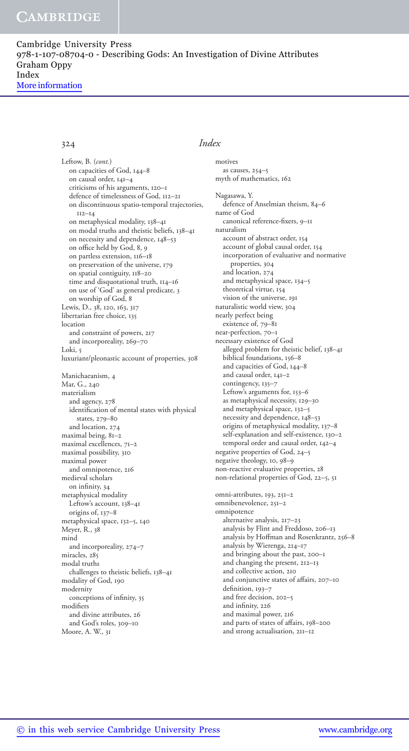Cambridge University Press
978-1-107-08704-0 - Describing Gods: An Investigation of Divine Attributes
Graham Oppy
Index
More information

# Index

Leftow, B. (*cont.*)
- on capacities of God, 144–8
- on causal order, 141–4
- criticisms of his arguments, 120–1
- defence of timelessness of God, 112–21
- on discontinuous spatio-temporal trajectories, 112–14
- on metaphysical modality, 138–41
- on modal truths and theistic beliefs, 138–41
- on necessity and dependence, 148–53
- on office held by God, 8, 9
- on partless extension, 116–18
- on preservation of the universe, 179
- on spatial contiguity, 118–20
- time and disquotational truth, 114–16
- on use of 'God' as general predicate, 3
- on worship of God, 8

Lewis, D., 38, 120, 163, 317

libertarian free choice, 135

location
- and constraint of powers, 217
- and incorporeality, 269–70

Loki, 5

luxuriant/pleonastic account of properties, 308

Manichaeanism, 4

Mar, G., 240

materialism
- and agency, 278
- identification of mental states with physical states, 279–80
- and location, 274

maximal being, 81–2

maximal excellences, 71–2

maximal possibility, 310

maximal power
- and omnipotence, 216

medieval scholars
- on infinity, 34

metaphysical modality
- Leftow's account, 138–41
- origins of, 137–8

metaphysical space, 132–5, 140

Meyer, R., 38

mind
- and incorporeality, 274–7

miracles, 285

modal truths
- challenges to theistic beliefs, 138–41

modality of God, 190

modernity
- conceptions of infinity, 35

modifiers
- and divine attributes, 26
- and God's roles, 309–10

Moore, A. W., 31

motives
- as causes, 254–5

myth of mathematics, 162

Nagasawa, Y.
- defence of Anselmian theism, 84–6

name of God
- canonical reference-fixers, 9–11

naturalism
- account of abstract order, 154
- account of global causal order, 154
- incorporation of evaluative and normative properties, 304
- and location, 274
- and metaphysical space, 134–5
- theoretical virtue, 154
- vision of the universe, 191

naturalistic world view, 304

nearly perfect being
- existence of, 79–81

near-perfection, 70–1

necessary existence of God
- alleged problem for theistic belief, 138–41
- biblical foundations, 156–8
- and capacities of God, 144–8
- and causal order, 141–2
- contingency, 135–7
- Leftow's arguments for, 153–6
- as metaphysical necessity, 129–30
- and metaphysical space, 132–5
- necessity and dependence, 148–53
- origins of metaphysical modality, 137–8
- self-explanation and self-existence, 130–2
- temporal order and causal order, 142–4

negative properties of God, 24–5

negative theology, 10, 98–9

non-reactive evaluative properties, 28

non-relational properties of God, 22–5, 51

omni-attributes, 193, 251–2

omnibenevolence, 251–2

omnipotence
- alternative analysis, 217–23
- analysis by Flint and Freddoso, 206–13
- analysis by Hoffman and Rosenkrantz, 256–8
- analysis by Wierenga, 214–17
- and bringing about the past, 200–1
- and changing the present, 212–13
- and collective action, 210
- and conjunctive states of affairs, 207–10
- definition, 193–7
- and free decision, 202–5
- and infinity, 226
- and maximal power, 216
- and parts of states of affairs, 198–200
- and strong actualisation, 211–12

© in this web service Cambridge University Press www.cambridge.org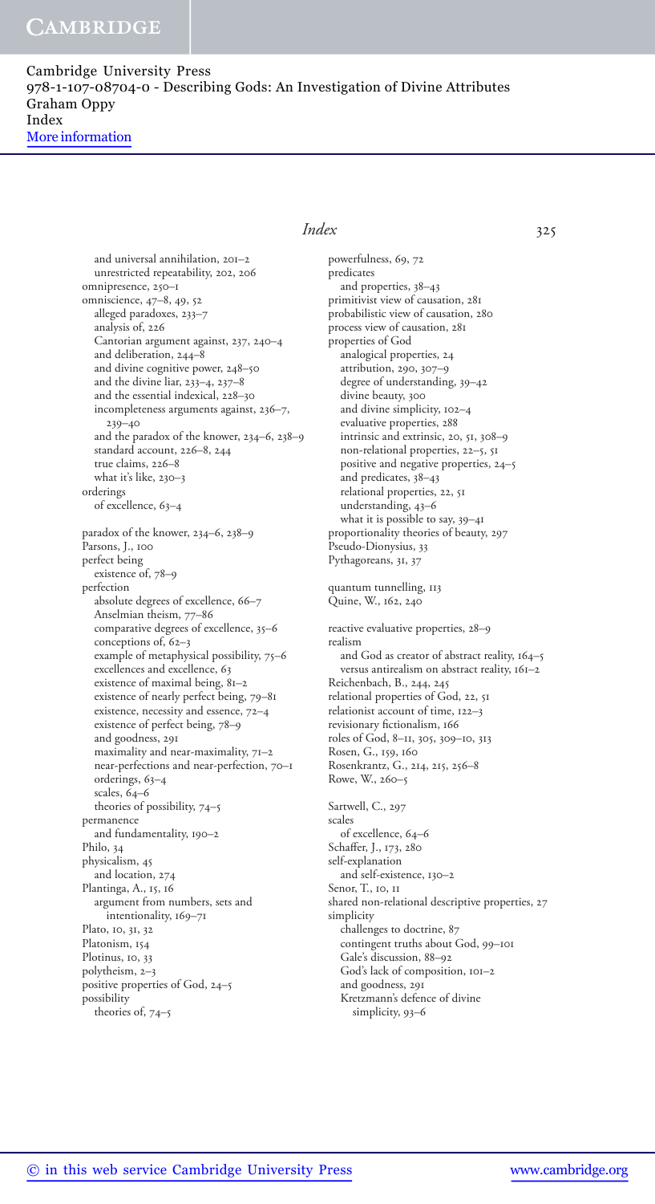and universal annihilation, 201–2
unrestricted repeatability, 202, 206
omnipresence, 250–1
omniscience, 47–8, 49, 52
alleged paradoxes, 233–7
analysis of, 226
Cantorian argument against, 237, 240–4
and deliberation, 244–8
and divine cognitive power, 248–50
and the divine liar, 233–4, 237–8
and the essential indexical, 228–30
incompleteness arguments against, 236–7, 239–40
and the paradox of the knower, 234–6, 238–9
standard account, 226–8, 244
true claims, 226–8
what it's like, 230–3
orderings
of excellence, 63–4

paradox of the knower, 234–6, 238–9
Parsons, J., 100
perfect being
existence of, 78–9
perfection
absolute degrees of excellence, 66–7
Anselmian theism, 77–86
comparative degrees of excellence, 35–6
conceptions of, 62–3
example of metaphysical possibility, 75–6
excellences and excellence, 63
existence of maximal being, 81–2
existence of nearly perfect being, 79–81
existence, necessity and essence, 72–4
existence of perfect being, 78–9
and goodness, 291
maximality and near-maximality, 71–2
near-perfections and near-perfection, 70–1
orderings, 63–4
scales, 64–6
theories of possibility, 74–5
permanence
and fundamentality, 190–2
Philo, 34
physicalism, 45
and location, 274
Plantinga, A., 15, 16
argument from numbers, sets and intentionality, 169–71
Plato, 10, 31, 32
Platonism, 154
Plotinus, 10, 33
polytheism, 2–3
positive properties of God, 24–5
possibility
theories of, 74–5
powerfulness, 69, 72
predicates
and properties, 38–43
primitivist view of causation, 281
probabilistic view of causation, 280
process view of causation, 281
properties of God
analogical properties, 24
attribution, 290, 307–9
degree of understanding, 39–42
divine beauty, 300
and divine simplicity, 102–4
evaluative properties, 288
intrinsic and extrinsic, 20, 51, 308–9
non-relational properties, 22–5, 51
positive and negative properties, 24–5
and predicates, 38–43
relational properties, 22, 51
understanding, 43–6
what it is possible to say, 39–41
proportionality theories of beauty, 297
Pseudo-Dionysius, 33
Pythagoreans, 31, 37

quantum tunnelling, 113
Quine, W., 162, 240

reactive evaluative properties, 28–9
realism
and God as creator of abstract reality, 164–5
versus antirealism on abstract reality, 161–2
Reichenbach, B., 244, 245
relational properties of God, 22, 51
relationist account of time, 122–3
revisionary fictionalism, 166
roles of God, 8–11, 305, 309–10, 313
Rosen, G., 159, 160
Rosenkrantz, G., 214, 215, 256–8
Rowe, W., 260–5

Sartwell, C., 297
scales
of excellence, 64–6
Schaffer, J., 173, 280
self-explanation
and self-existence, 130–2
Senor, T., 10, 11
shared non-relational descriptive properties, 27
simplicity
challenges to doctrine, 87
contingent truths about God, 99–101
Gale's discussion, 88–92
God's lack of composition, 101–2
and goodness, 291
Kretzmann's defence of divine simplicity, 93–6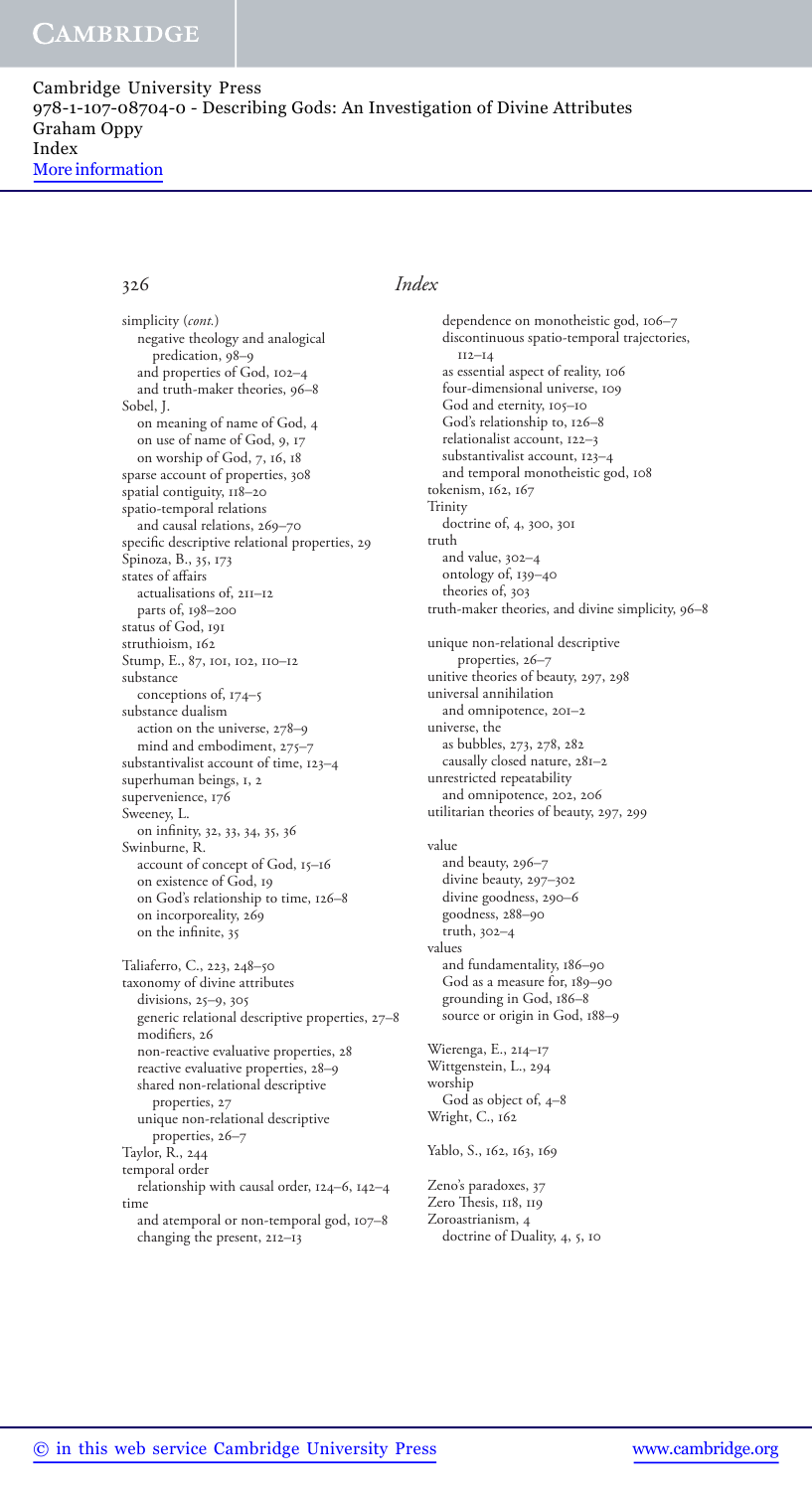simplicity (*cont.*)
  negative theology and analogical predication, 98–9
  and properties of God, 102–4
  and truth-maker theories, 96–8
Sobel, J.
  on meaning of name of God, 4
  on use of name of God, 9, 17
  on worship of God, 7, 16, 18
sparse account of properties, 308
spatial contiguity, 118–20
spatio-temporal relations
  and causal relations, 269–70
specific descriptive relational properties, 29
Spinoza, B., 35, 173
states of affairs
  actualisations of, 211–12
  parts of, 198–200
status of God, 191
struthioism, 162
Stump, E., 87, 101, 102, 110–12
substance
  conceptions of, 174–5
substance dualism
  action on the universe, 278–9
  mind and embodiment, 275–7
substantivalist account of time, 123–4
superhuman beings, 1, 2
supervenience, 176
Sweeney, L.
  on infinity, 32, 33, 34, 35, 36
Swinburne, R.
  account of concept of God, 15–16
  on existence of God, 19
  on God's relationship to time, 126–8
  on incorporeality, 269
  on the infinite, 35

Taliaferro, C., 223, 248–50
taxonomy of divine attributes
  divisions, 25–9, 305
  generic relational descriptive properties, 27–8
  modifiers, 26
  non-reactive evaluative properties, 28
  reactive evaluative properties, 28–9
  shared non-relational descriptive properties, 27
  unique non-relational descriptive properties, 26–7
Taylor, R., 244
temporal order
  relationship with causal order, 124–6, 142–4
time
  and atemporal or non-temporal god, 107–8
  changing the present, 212–13
  dependence on monotheistic god, 106–7
  discontinuous spatio-temporal trajectories, 112–14
  as essential aspect of reality, 106
  four-dimensional universe, 109
  God and eternity, 105–10
  God's relationship to, 126–8
  relationalist account, 122–3
  substantivalist account, 123–4
  and temporal monotheistic god, 108
tokenism, 162, 167
Trinity
  doctrine of, 4, 300, 301
truth
  and value, 302–4
  ontology of, 139–40
  theories of, 303
truth-maker theories, and divine simplicity, 96–8

unique non-relational descriptive properties, 26–7
unitive theories of beauty, 297, 298
universal annihilation
  and omnipotence, 201–2
universe, the
  as bubbles, 273, 278, 282
  causally closed nature, 281–2
unrestricted repeatability
  and omnipotence, 202, 206
utilitarian theories of beauty, 297, 299

value
  and beauty, 296–7
  divine beauty, 297–302
  divine goodness, 290–6
  goodness, 288–90
  truth, 302–4
values
  and fundamentality, 186–90
  God as a measure for, 189–90
  grounding in God, 186–8
  source or origin in God, 188–9

Wierenga, E., 214–17
Wittgenstein, L., 294
worship
  God as object of, 4–8
Wright, C., 162

Yablo, S., 162, 163, 169

Zeno's paradoxes, 37
Zero Thesis, 118, 119
Zoroastrianism, 4
  doctrine of Duality, 4, 5, 10